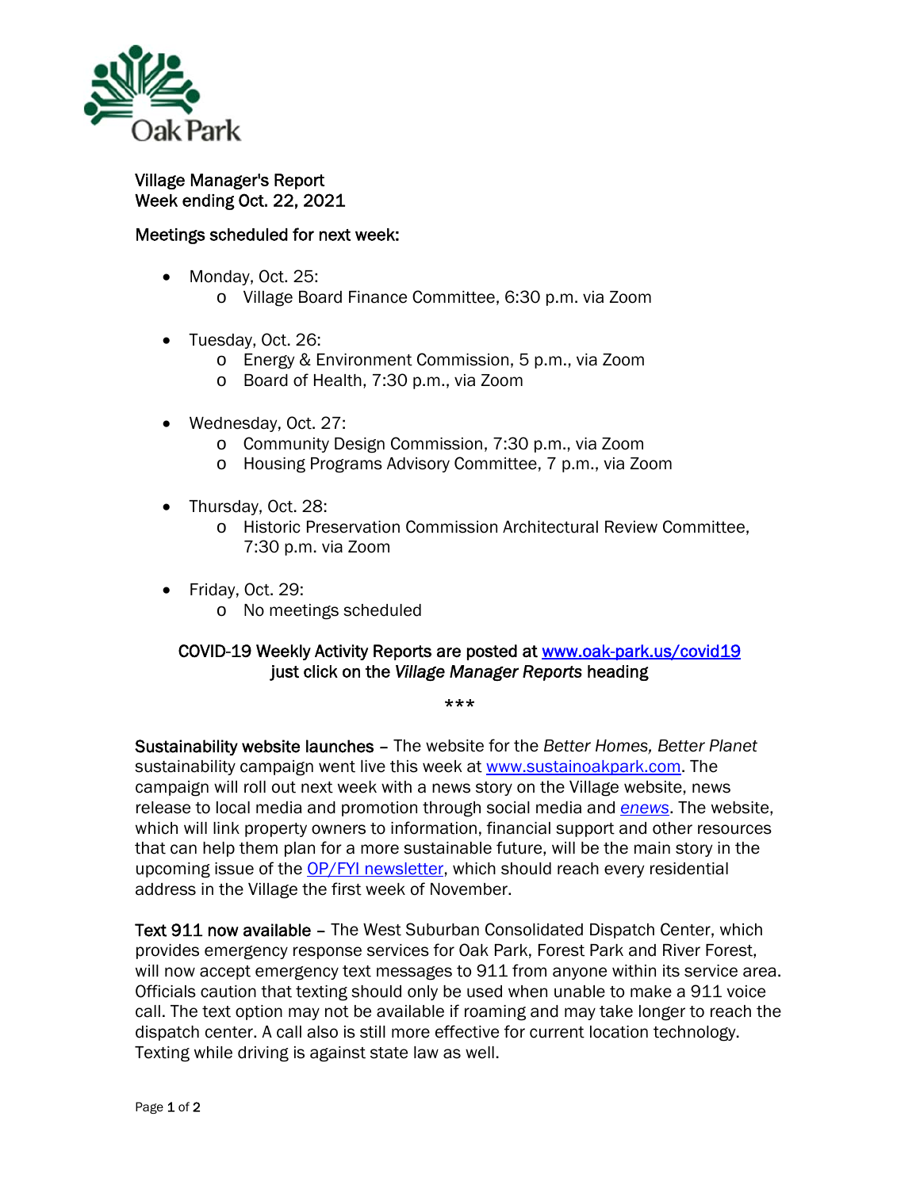Village Manager's Report
Week ending Oct. 22, 2021

Meetings scheduled for next week:

- Monday, Oct. 25:
  - Village Board Finance Committee, 6:30 p.m. via Zoom
- Tuesday, Oct. 26:
  - Energy & Environment Commission, 5 p.m., via Zoom
  - Board of Health, 7:30 p.m., via Zoom
- Wednesday, Oct. 27:
  - Community Design Commission, 7:30 p.m., via Zoom
  - Housing Programs Advisory Committee, 7 p.m., via Zoom
- Thursday, Oct. 28:
  - Historic Preservation Commission Architectural Review Committee, 7:30 p.m. via Zoom
- Friday, Oct. 29:
  - No meetings scheduled

COVID-19 Weekly Activity Reports are posted at www.oak-park.us/covid19 just click on the *Village Manager Reports* heading

***

**Sustainability website launches** – The website for the *Better Homes, Better Planet* sustainability campaign went live this week at www.sustainoakpark.com. The campaign will roll out next week with a news story on the Village website, news release to local media and promotion through social media and *enews*. The website, which will link property owners to information, financial support and other resources that can help them plan for a more sustainable future, will be the main story in the upcoming issue of the OP/FYI newsletter, which should reach every residential address in the Village the first week of November.

**Text 911 now available** – The West Suburban Consolidated Dispatch Center, which provides emergency response services for Oak Park, Forest Park and River Forest, will now accept emergency text messages to 911 from anyone within its service area. Officials caution that texting should only be used when unable to make a 911 voice call. The text option may not be available if roaming and may take longer to reach the dispatch center. A call also is still more effective for current location technology. Texting while driving is against state law as well.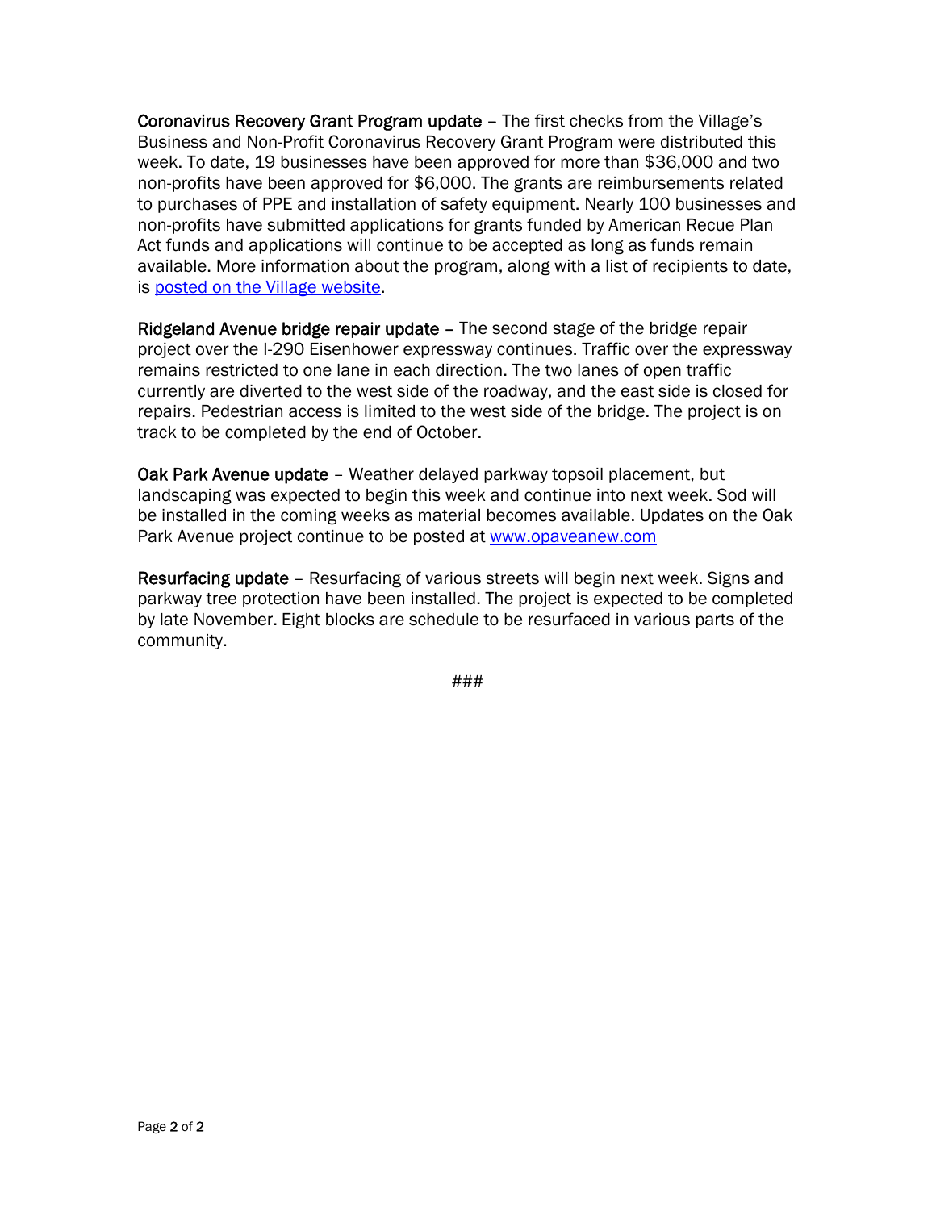**Coronavirus Recovery Grant Program update** – The first checks from the Village's Business and Non-Profit Coronavirus Recovery Grant Program were distributed this week. To date, 19 businesses have been approved for more than $36,000 and two non-profits have been approved for $6,000. The grants are reimbursements related to purchases of PPE and installation of safety equipment. Nearly 100 businesses and non-profits have submitted applications for grants funded by American Recue Plan Act funds and applications will continue to be accepted as long as funds remain available. More information about the program, along with a list of recipients to date, is posted on the Village website.

**Ridgeland Avenue bridge repair update** – The second stage of the bridge repair project over the I-290 Eisenhower expressway continues. Traffic over the expressway remains restricted to one lane in each direction. The two lanes of open traffic currently are diverted to the west side of the roadway, and the east side is closed for repairs. Pedestrian access is limited to the west side of the bridge. The project is on track to be completed by the end of October.

**Oak Park Avenue update** – Weather delayed parkway topsoil placement, but landscaping was expected to begin this week and continue into next week. Sod will be installed in the coming weeks as material becomes available. Updates on the Oak Park Avenue project continue to be posted at www.opaveanew.com

**Resurfacing update** – Resurfacing of various streets will begin next week. Signs and parkway tree protection have been installed. The project is expected to be completed by late November. Eight blocks are schedule to be resurfaced in various parts of the community.

###